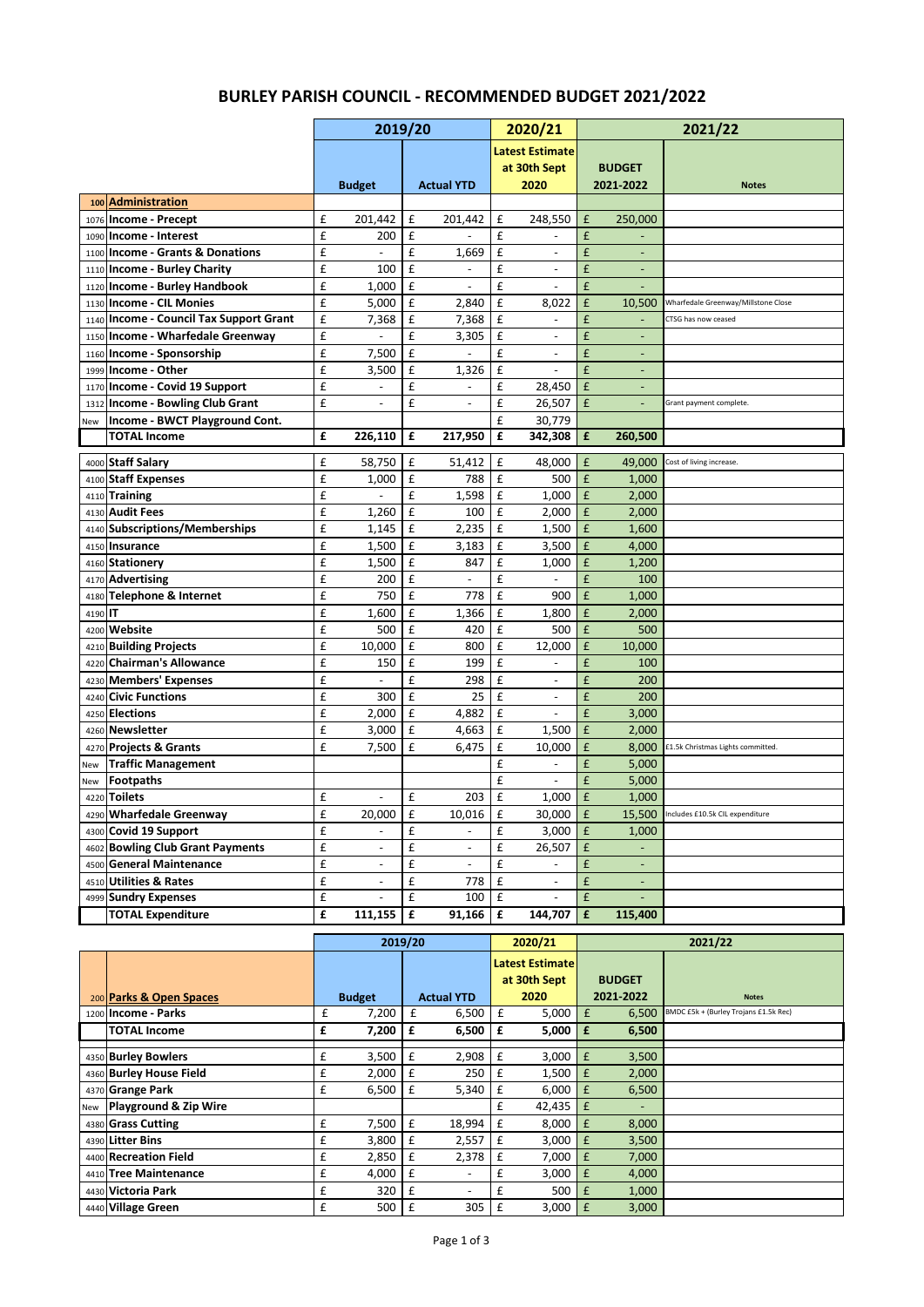# BURLEY PARISH COUNCIL - RECOMMENDED BUDGET 2021/2022

| | | 2019/20 | | 2020/21 | 2021/22 | |
|---|---|---|---|---|---|---|
| | | Budget | Actual YTD | Latest Estimate at 30th Sept 2020 | BUDGET 2021-2022 | Notes |
| 100 | **Administration** | | | | | |
| 1076 | **Income - Precept** | £ 201,442 | £ 201,442 | £ 248,550 | £ 250,000 | |
| 1090 | **Income - Interest** | £ 200 | £ - | £ - | £ - | |
| 1100 | **Income - Grants & Donations** | £ - | £ 1,669 | £ - | £ - | |
| 1110 | **Income - Burley Charity** | £ 100 | £ - | £ - | £ - | |
| 1120 | **Income - Burley Handbook** | £ 1,000 | £ - | £ - | £ - | |
| 1130 | **Income - CIL Monies** | £ 5,000 | £ 2,840 | £ 8,022 | £ 10,500 | Wharfedale Greenway/Millstone Close |
| 1140 | **Income - Council Tax Support Grant** | £ 7,368 | £ 7,368 | £ - | £ - | CTSG has now ceased |
| 1150 | **Income - Wharfedale Greenway** | £ - | £ 3,305 | £ - | £ - | |
| 1160 | **Income - Sponsorship** | £ 7,500 | £ - | £ - | £ - | |
| 1999 | **Income - Other** | £ 3,500 | £ 1,326 | £ - | £ - | |
| 1170 | **Income - Covid 19 Support** | £ - | £ - | £ 28,450 | £ - | |
| 1312 | **Income - Bowling Club Grant** | £ - | £ - | £ 26,507 | £ - | Grant payment complete. |
| New | **Income - BWCT Playground Cont.** | | | £ 30,779 | | |
| | **TOTAL Income** | **£ 226,110** | **£ 217,950** | **£ 342,308** | **£ 260,500** | |
| 4000 | **Staff Salary** | £ 58,750 | £ 51,412 | £ 48,000 | £ 49,000 | Cost of living increase. |
| 4100 | **Staff Expenses** | £ 1,000 | £ 788 | £ 500 | £ 1,000 | |
| 4110 | **Training** | £ - | £ 1,598 | £ 1,000 | £ 2,000 | |
| 4130 | **Audit Fees** | £ 1,260 | £ 100 | £ 2,000 | £ 2,000 | |
| 4140 | **Subscriptions/Memberships** | £ 1,145 | £ 2,235 | £ 1,500 | £ 1,600 | |
| 4150 | **Insurance** | £ 1,500 | £ 3,183 | £ 3,500 | £ 4,000 | |
| 4160 | **Stationery** | £ 1,500 | £ 847 | £ 1,000 | £ 1,200 | |
| 4170 | **Advertising** | £ 200 | £ - | £ - | £ 100 | |
| 4180 | **Telephone & Internet** | £ 750 | £ 778 | £ 900 | £ 1,000 | |
| 4190 | **IT** | £ 1,600 | £ 1,366 | £ 1,800 | £ 2,000 | |
| 4200 | **Website** | £ 500 | £ 420 | £ 500 | £ 500 | |
| 4210 | **Building Projects** | £ 10,000 | £ 800 | £ 12,000 | £ 10,000 | |
| 4220 | **Chairman's Allowance** | £ 150 | £ 199 | £ - | £ 100 | |
| 4230 | **Members' Expenses** | £ - | £ 298 | £ - | £ 200 | |
| 4240 | **Civic Functions** | £ 300 | £ 25 | £ - | £ 200 | |
| 4250 | **Elections** | £ 2,000 | £ 4,882 | £ - | £ 3,000 | |
| 4260 | **Newsletter** | £ 3,000 | £ 4,663 | £ 1,500 | £ 2,000 | |
| 4270 | **Projects & Grants** | £ 7,500 | £ 6,475 | £ 10,000 | £ 8,000 | £1.5k Christmas Lights committed. |
| New | **Traffic Management** | | | £ - | £ 5,000 | |
| New | **Footpaths** | | | £ - | £ 5,000 | |
| 4220 | **Toilets** | £ - | £ 203 | £ 1,000 | £ 1,000 | |
| 4290 | **Wharfedale Greenway** | £ 20,000 | £ 10,016 | £ 30,000 | £ 15,500 | Includes £10.5k CIL expenditure |
| 4300 | **Covid 19 Support** | £ - | £ - | £ 3,000 | £ 1,000 | |
| 4602 | **Bowling Club Grant Payments** | £ - | £ - | £ 26,507 | £ - | |
| 4500 | **General Maintenance** | £ - | £ - | £ - | £ - | |
| 4510 | **Utilities & Rates** | £ - | £ 778 | £ - | £ - | |
| 4999 | **Sundry Expenses** | £ - | £ 100 | £ - | £ - | |
| | **TOTAL Expenditure** | **£ 111,155** | **£ 91,166** | **£ 144,707** | **£ 115,400** | |

| | | 2019/20 | | 2020/21 | 2021/22 | |
|---|---|---|---|---|---|---|
| 200 | **Parks & Open Spaces** | Budget | Actual YTD | Latest Estimate at 30th Sept 2020 | BUDGET 2021-2022 | Notes |
| 1200 | **Income - Parks** | £ 7,200 | £ 6,500 | £ 5,000 | £ 6,500 | BMDC £5k + (Burley Trojans £1.5k Rec) |
| | **TOTAL Income** | **£ 7,200** | **£ 6,500** | **£ 5,000** | **£ 6,500** | |
| 4350 | **Burley Bowlers** | £ 3,500 | £ 2,908 | £ 3,000 | £ 3,500 | |
| 4360 | **Burley House Field** | £ 2,000 | £ 250 | £ 1,500 | £ 2,000 | |
| 4370 | **Grange Park** | £ 6,500 | £ 5,340 | £ 6,000 | £ 6,500 | |
| New | **Playground & Zip Wire** | | | £ 42,435 | £ - | |
| 4380 | **Grass Cutting** | £ 7,500 | £ 18,994 | £ 8,000 | £ 8,000 | |
| 4390 | **Litter Bins** | £ 3,800 | £ 2,557 | £ 3,000 | £ 3,500 | |
| 4400 | **Recreation Field** | £ 2,850 | £ 2,378 | £ 7,000 | £ 7,000 | |
| 4410 | **Tree Maintenance** | £ 4,000 | £ - | £ 3,000 | £ 4,000 | |
| 4430 | **Victoria Park** | £ 320 | £ - | £ 500 | £ 1,000 | |
| 4440 | **Village Green** | £ 500 | £ 305 | £ 3,000 | £ 3,000 | |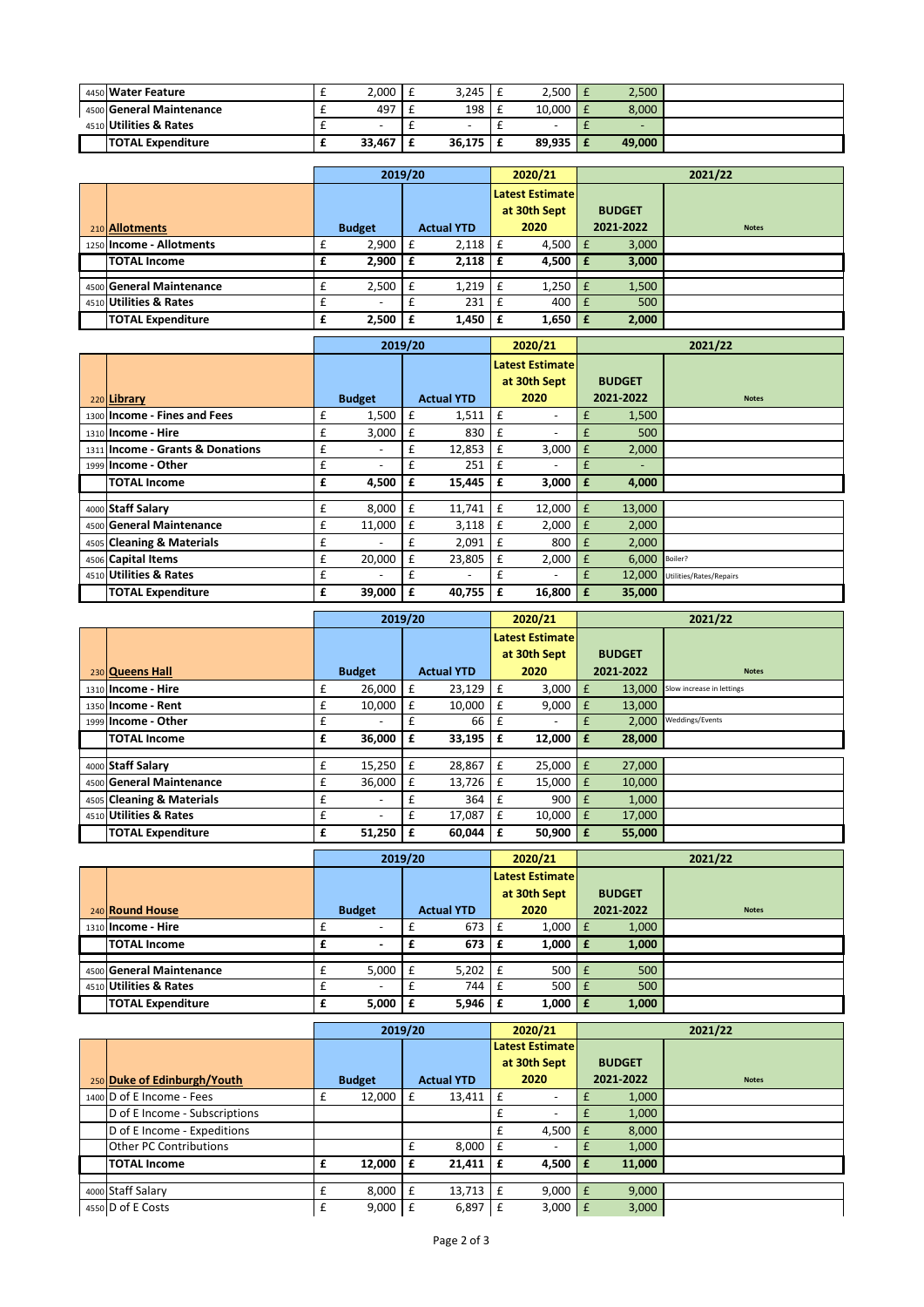| | | 2019/20 | | 2020/21 | 2021/22 | |
|---|---|---|---|---|---|---|
| 4450 | Water Feature | £ 2,000 | £ 3,245 | £ 2,500 | £ 2,500 | |
| 4500 | General Maintenance | £ 497 | £ 198 | £ 10,000 | £ 8,000 | |
| 4510 | Utilities & Rates | £ - | £ - | £ - | £ - | |
| | **TOTAL Expenditure** | **£ 33,467** | **£ 36,175** | **£ 89,935** | **£ 49,000** | |

| | | 2019/20 | | 2020/21 | 2021/22 | |
|---|---|---|---|---|---|---|
| 210 | **Allotments** | **Budget** | **Actual YTD** | **Latest Estimate at 30th Sept 2020** | **BUDGET 2021-2022** | **Notes** |
| 1250 | **Income - Allotments** | £ 2,900 | £ 2,118 | £ 4,500 | £ 3,000 | |
| | **TOTAL Income** | **£ 2,900** | **£ 2,118** | **£ 4,500** | **£ 3,000** | |
| 4500 | **General Maintenance** | £ 2,500 | £ 1,219 | £ 1,250 | £ 1,500 | |
| 4510 | **Utilities & Rates** | £ - | £ 231 | £ 400 | £ 500 | |
| | **TOTAL Expenditure** | **£ 2,500** | **£ 1,450** | **£ 1,650** | **£ 2,000** | |

| | | 2019/20 | | 2020/21 | 2021/22 | |
|---|---|---|---|---|---|---|
| 220 | **Library** | **Budget** | **Actual YTD** | **Latest Estimate at 30th Sept 2020** | **BUDGET 2021-2022** | **Notes** |
| 1300 | **Income - Fines and Fees** | £ 1,500 | £ 1,511 | £ - | £ 1,500 | |
| 1310 | **Income - Hire** | £ 3,000 | £ 830 | £ - | £ 500 | |
| 1311 | **Income - Grants & Donations** | £ - | £ 12,853 | £ 3,000 | £ 2,000 | |
| 1999 | **Income - Other** | £ - | £ 251 | £ - | £ - | |
| | **TOTAL Income** | **£ 4,500** | **£ 15,445** | **£ 3,000** | **£ 4,000** | |
| 4000 | **Staff Salary** | £ 8,000 | £ 11,741 | £ 12,000 | £ 13,000 | |
| 4500 | **General Maintenance** | £ 11,000 | £ 3,118 | £ 2,000 | £ 2,000 | |
| 4505 | **Cleaning & Materials** | £ - | £ 2,091 | £ 800 | £ 2,000 | |
| 4506 | **Capital Items** | £ 20,000 | £ 23,805 | £ 2,000 | £ 6,000 | Boiler? |
| 4510 | **Utilities & Rates** | £ - | £ - | £ - | £ 12,000 | Utilities/Rates/Repairs |
| | **TOTAL Expenditure** | **£ 39,000** | **£ 40,755** | **£ 16,800** | **£ 35,000** | |

| | | 2019/20 | | 2020/21 | 2021/22 | |
|---|---|---|---|---|---|---|
| 230 | **Queens Hall** | **Budget** | **Actual YTD** | **Latest Estimate at 30th Sept 2020** | **BUDGET 2021-2022** | **Notes** |
| 1310 | **Income - Hire** | £ 26,000 | £ 23,129 | £ 3,000 | £ 13,000 | Slow increase in lettings |
| 1350 | **Income - Rent** | £ 10,000 | £ 10,000 | £ 9,000 | £ 13,000 | |
| 1999 | **Income - Other** | £ - | £ 66 | £ - | £ 2,000 | Weddings/Events |
| | **TOTAL Income** | **£ 36,000** | **£ 33,195** | **£ 12,000** | **£ 28,000** | |
| 4000 | **Staff Salary** | £ 15,250 | £ 28,867 | £ 25,000 | £ 27,000 | |
| 4500 | **General Maintenance** | £ 36,000 | £ 13,726 | £ 15,000 | £ 10,000 | |
| 4505 | **Cleaning & Materials** | £ - | £ 364 | £ 900 | £ 1,000 | |
| 4510 | **Utilities & Rates** | £ - | £ 17,087 | £ 10,000 | £ 17,000 | |
| | **TOTAL Expenditure** | **£ 51,250** | **£ 60,044** | **£ 50,900** | **£ 55,000** | |

| | | 2019/20 | | 2020/21 | 2021/22 | |
|---|---|---|---|---|---|---|
| 240 | **Round House** | **Budget** | **Actual YTD** | **Latest Estimate at 30th Sept 2020** | **BUDGET 2021-2022** | **Notes** |
| 1310 | **Income - Hire** | £ - | £ 673 | £ 1,000 | £ 1,000 | |
| | **TOTAL Income** | **£ -** | **£ 673** | **£ 1,000** | **£ 1,000** | |
| 4500 | **General Maintenance** | £ 5,000 | £ 5,202 | £ 500 | £ 500 | |
| 4510 | **Utilities & Rates** | £ - | £ 744 | £ 500 | £ 500 | |
| | **TOTAL Expenditure** | **£ 5,000** | **£ 5,946** | **£ 1,000** | **£ 1,000** | |

| | | 2019/20 | | 2020/21 | 2021/22 | |
|---|---|---|---|---|---|---|
| 250 | **Duke of Edinburgh/Youth** | **Budget** | **Actual YTD** | **Latest Estimate at 30th Sept 2020** | **BUDGET 2021-2022** | **Notes** |
| 1400 | D of E Income - Fees | £ 12,000 | £ 13,411 | £ - | £ 1,000 | |
| | D of E Income - Subscriptions | | | £ - | £ 1,000 | |
| | D of E Income - Expeditions | | | £ 4,500 | £ 8,000 | |
| | Other PC Contributions | | £ 8,000 | £ - | £ 1,000 | |
| | **TOTAL Income** | **£ 12,000** | **£ 21,411** | **£ 4,500** | **£ 11,000** | |
| 4000 | Staff Salary | £ 8,000 | £ 13,713 | £ 9,000 | £ 9,000 | |
| 4550 | D of E Costs | £ 9,000 | £ 6,897 | £ 3,000 | £ 3,000 | |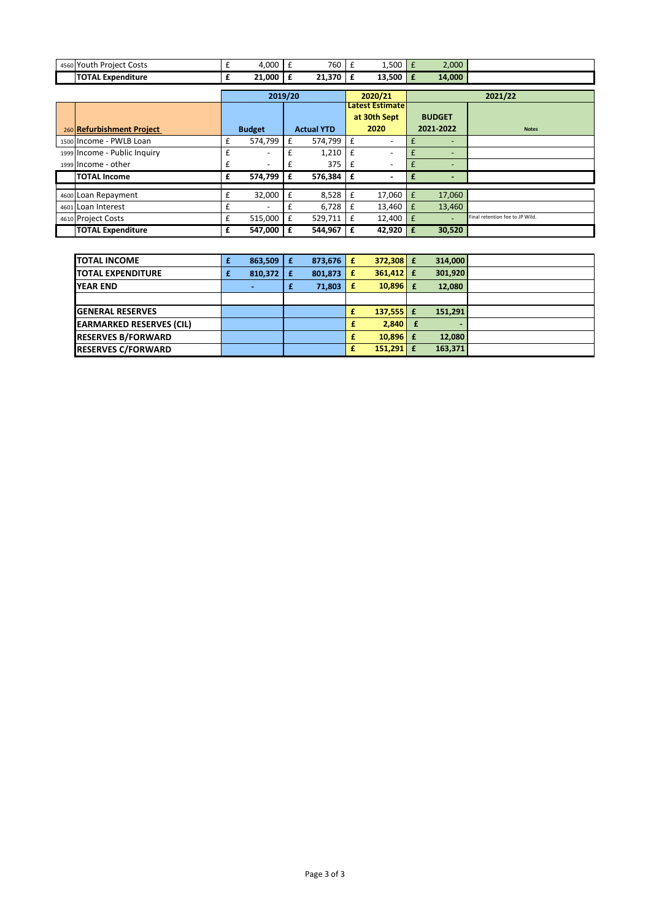| | | | | | |
|---|---|---|---|---|---|
| 4560 | Youth Project Costs | £ 4,000 | £ 760 | £ 1,500 | £ 2,000 | |
| | **TOTAL Expenditure** | **£ 21,000** | **£ 21,370** | **£ 13,500** | **£ 14,000** | |

| | | 2019/20 | | 2020/21 | 2021/22 | |
|---|---|---|---|---|---|---|
| 260 | **Refurbishment Project** | **Budget** | **Actual YTD** | **Latest Estimate at 30th Sept 2020** | **BUDGET 2021-2022** | **Notes** |
| 1500 | Income - PWLB Loan | £ 574,799 | £ 574,799 | £ - | £ - | |
| 1999 | Income - Public Inquiry | £ - | £ 1,210 | £ - | £ - | |
| 1999 | Income - other | £ - | £ 375 | £ - | £ - | |
| | **TOTAL Income** | **£ 574,799** | **£ 576,384** | **£ -** | **£ -** | |
| | | | | | | |
| 4600 | Loan Repayment | £ 32,000 | £ 8,528 | £ 17,060 | £ 17,060 | |
| 4601 | Loan Interest | £ - | £ 6,728 | £ 13,460 | £ 13,460 | |
| 4610 | Project Costs | £ 515,000 | £ 529,711 | £ 12,400 | £ - | Final retention fee to JP Wild. |
| | **TOTAL Expenditure** | **£ 547,000** | **£ 544,967** | **£ 42,920** | **£ 30,520** | |

| | | | | | |
|---|---|---|---|---|---|
| **TOTAL INCOME** | **£ 863,509** | **£ 873,676** | **£ 372,308** | **£ 314,000** | |
| **TOTAL EXPENDITURE** | **£ 810,372** | **£ 801,873** | **£ 361,412** | **£ 301,920** | |
| **YEAR END** | **-** | **£ 71,803** | **£ 10,896** | **£ 12,080** | |
| | | | | | |
| **GENERAL RESERVES** | | | **£ 137,555** | **£ 151,291** | |
| **EARMARKED RESERVES (CIL)** | | | **£ 2,840** | **£ -** | |
| **RESERVES B/FORWARD** | | | **£ 10,896** | **£ 12,080** | |
| **RESERVES C/FORWARD** | | | **£ 151,291** | **£ 163,371** | |